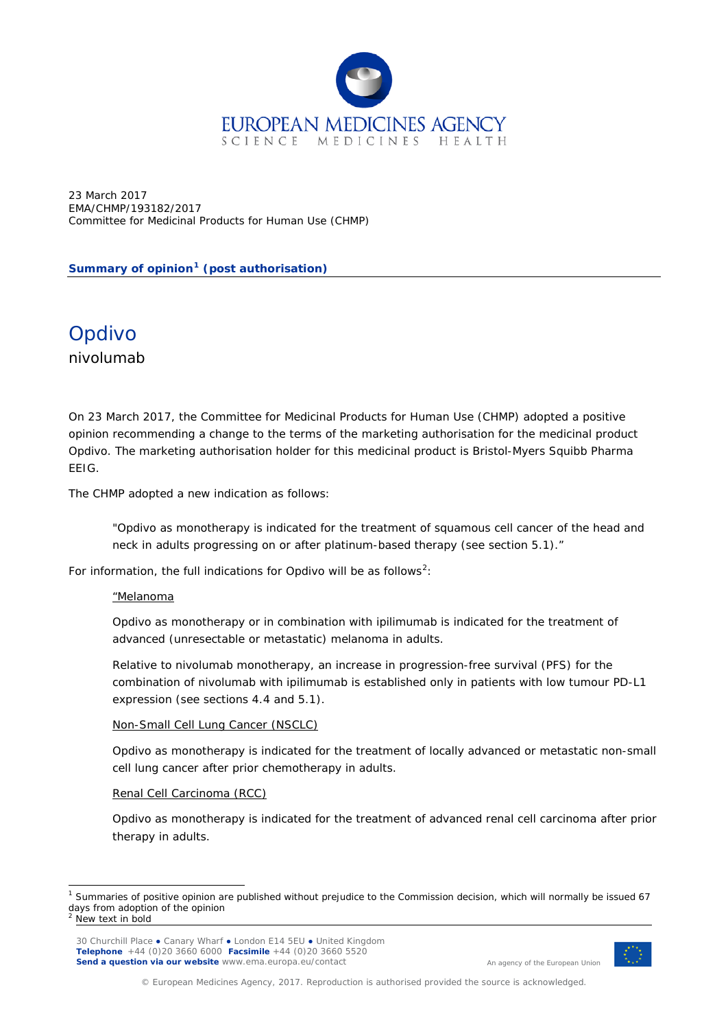EUROPEAN MEDICINES AGENCY
SCIENCE MEDICINES HEALTH

23 March 2017
EMA/CHMP/193182/2017
Committee for Medicinal Products for Human Use (CHMP)

**Summary of opinion[1] (post authorisation)**

# Opdivo

nivolumab

On 23 March 2017, the Committee for Medicinal Products for Human Use (CHMP) adopted a positive opinion recommending a change to the terms of the marketing authorisation for the medicinal product Opdivo. The marketing authorisation holder for this medicinal product is Bristol-Myers Squibb Pharma EEIG.

The CHMP adopted a new indication as follows:

> "Opdivo as monotherapy is indicated for the treatment of squamous cell cancer of the head and neck in adults progressing on or after platinum-based therapy (see section 5.1)."

For information, the full indications for Opdivo will be as follows[2]:

> "Melanoma
>
> Opdivo as monotherapy or in combination with ipilimumab is indicated for the treatment of advanced (unresectable or metastatic) melanoma in adults.
>
> Relative to nivolumab monotherapy, an increase in progression-free survival (PFS) for the combination of nivolumab with ipilimumab is established only in patients with low tumour PD-L1 expression (see sections 4.4 and 5.1).
>
> Non-Small Cell Lung Cancer (NSCLC)
>
> Opdivo as monotherapy is indicated for the treatment of locally advanced or metastatic non-small cell lung cancer after prior chemotherapy in adults.
>
> Renal Cell Carcinoma (RCC)
>
> Opdivo as monotherapy is indicated for the treatment of advanced renal cell carcinoma after prior therapy in adults.

[1] Summaries of positive opinion are published without prejudice to the Commission decision, which will normally be issued 67 days from adoption of the opinion

[2] New text in bold

30 Churchill Place ● Canary Wharf ● London E14 5EU ● United Kingdom
**Telephone** +44 (0)20 3660 6000 **Facsimile** +44 (0)20 3660 5520
**Send a question via our website** www.ema.europa.eu/contact

An agency of the European Union

© European Medicines Agency, 2017. Reproduction is authorised provided the source is acknowledged.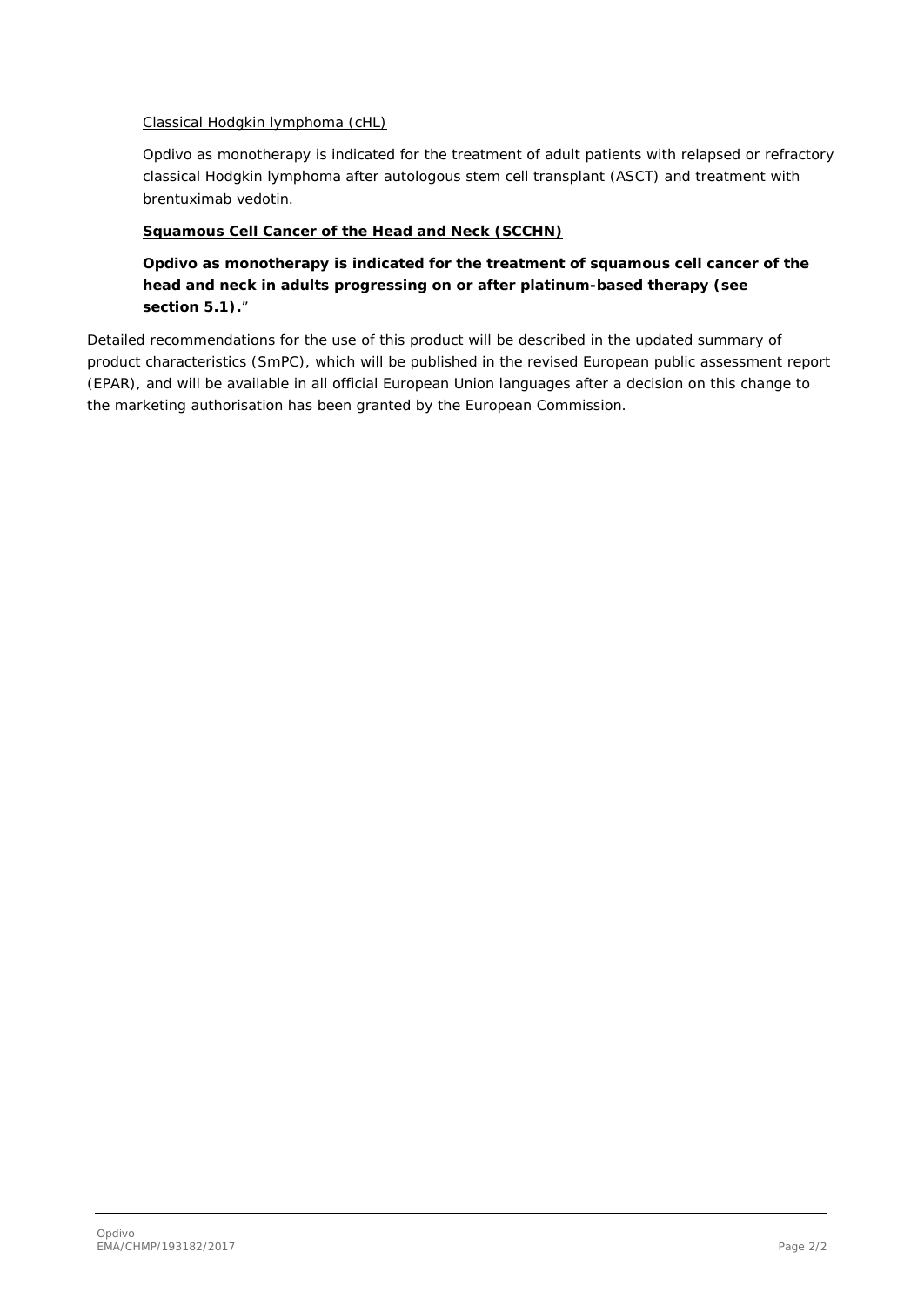Classical Hodgkin lymphoma (cHL)

Opdivo as monotherapy is indicated for the treatment of adult patients with relapsed or refractory classical Hodgkin lymphoma after autologous stem cell transplant (ASCT) and treatment with brentuximab vedotin.

**Squamous Cell Cancer of the Head and Neck (SCCHN)**

**Opdivo as monotherapy is indicated for the treatment of squamous cell cancer of the head and neck in adults progressing on or after platinum-based therapy (see section 5.1).**"

Detailed recommendations for the use of this product will be described in the updated summary of product characteristics (SmPC), which will be published in the revised European public assessment report (EPAR), and will be available in all official European Union languages after a decision on this change to the marketing authorisation has been granted by the European Commission.